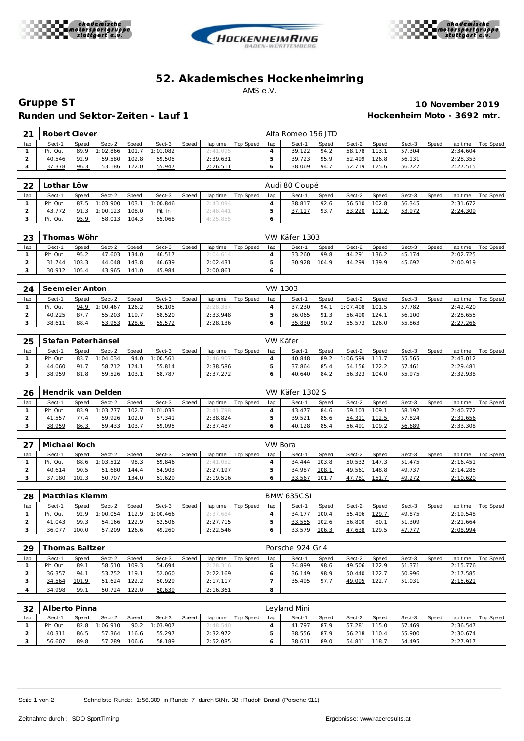# 52. Akademisches Hockenheimring

AMS e.V.

## Gruppe ST

**Runden und Sektor-Zeiten - Lauf 1**

**10 November 2019**

**Hockenheim Moto - 3692 mtr.**

| 21 | Robert Clever | | | | | | | | Alfa Romeo 156 JTD | | | | | | | | |
|---|---|---|---|---|---|---|---|---|---|---|---|---|---|---|---|---|---|
| lap | Sect-1 | Speed | Sect-2 | Speed | Sect-3 | Speed | lap time | Top Speed | lap | Sect-1 | Speed | Sect-2 | Speed | Sect-3 | Speed | lap time | Top Speed |
| 1 | Pit Out | 89.9 | 1:02.866 | 101.7 | 1:01.082 | | 2:41.095 | | 4 | 39.122 | 94.2 | 58.178 | 113.1 | 57.304 | | 2:34.604 | |
| 2 | 40.546 | 92.9 | 59.580 | 102.8 | 59.505 | | 2:39.631 | | 5 | 39.723 | 95.9 | 52.499 | 126.8 | 56.131 | | 2:28.353 | |
| 3 | 37.378 | 96.3 | 53.186 | 122.0 | 55.947 | | 2:26.511 | | 6 | 38.069 | 94.7 | 52.719 | 125.6 | 56.727 | | 2:27.515 | |

| 22 | Lothar Löw | | | | | | | | Audi 80 Coupé | | | | | | | | |
|---|---|---|---|---|---|---|---|---|---|---|---|---|---|---|---|---|---|
| lap | Sect-1 | Speed | Sect-2 | Speed | Sect-3 | Speed | lap time | Top Speed | lap | Sect-1 | Speed | Sect-2 | Speed | Sect-3 | Speed | lap time | Top Speed |
| 1 | Pit Out | 87.5 | 1:03.900 | 103.1 | 1:00.846 | | 2:43.094 | | 4 | 38.817 | 92.6 | 56.510 | 102.8 | 56.345 | | 2:31.672 | |
| 2 | 43.772 | 91.3 | 1:00.123 | 108.0 | Pit In | | 2:48.441 | | 5 | 37.117 | 93.7 | 53.220 | 111.2 | 53.972 | | 2:24.309 | |
| 3 | Pit Out | 95.9 | 58.013 | 104.3 | 55.068 | | 4:25.855 | | 6 | | | | | | | | |

| 23 | Thomas Wöhr | | | | | | | | VW Käfer 1303 | | | | | | | | |
|---|---|---|---|---|---|---|---|---|---|---|---|---|---|---|---|---|---|
| lap | Sect-1 | Speed | Sect-2 | Speed | Sect-3 | Speed | lap time | Top Speed | lap | Sect-1 | Speed | Sect-2 | Speed | Sect-3 | Speed | lap time | Top Speed |
| 1 | Pit Out | 95.2 | 47.603 | 134.0 | 46.517 | | 2:04.614 | | 4 | 33.260 | 99.8 | 44.291 | 136.2 | 45.174 | | 2:02.725 | |
| 2 | 31.744 | 103.3 | 44.048 | 143.8 | 46.639 | | 2:02.431 | | 5 | 30.928 | 104.9 | 44.299 | 139.9 | 45.692 | | 2:00.919 | |
| 3 | 30.912 | 105.4 | 43.965 | 141.0 | 45.984 | | 2:00.861 | | 6 | | | | | | | | |

| 24 | Seemeier Anton | | | | | | | | VW 1303 | | | | | | | | |
|---|---|---|---|---|---|---|---|---|---|---|---|---|---|---|---|---|---|
| lap | Sect-1 | Speed | Sect-2 | Speed | Sect-3 | Speed | lap time | Top Speed | lap | Sect-1 | Speed | Sect-2 | Speed | Sect-3 | Speed | lap time | Top Speed |
| 1 | Pit Out | 94.9 | 1:00.467 | 126.2 | 56.105 | | 2:28.357 | | 4 | 37.230 | 94.1 | 1:07.408 | 101.5 | 57.782 | | 2:42.420 | |
| 2 | 40.225 | 87.7 | 55.203 | 119.7 | 58.520 | | 2:33.948 | | 5 | 36.065 | 91.3 | 56.490 | 124.1 | 56.100 | | 2:28.655 | |
| 3 | 38.611 | 88.4 | 53.953 | 128.6 | 55.572 | | 2:28.136 | | 6 | 35.830 | 90.2 | 55.573 | 126.0 | 55.863 | | 2:27.266 | |

| 25 | Stefan Peterhänsel | | | | | | | | VW Käfer | | | | | | | | |
|---|---|---|---|---|---|---|---|---|---|---|---|---|---|---|---|---|---|
| lap | Sect-1 | Speed | Sect-2 | Speed | Sect-3 | Speed | lap time | Top Speed | lap | Sect-1 | Speed | Sect-2 | Speed | Sect-3 | Speed | lap time | Top Speed |
| 1 | Pit Out | 83.7 | 1:04.034 | 94.0 | 1:00.561 | | 2:46.907 | | 4 | 40.848 | 89.2 | 1:06.599 | 111.7 | 55.565 | | 2:43.012 | |
| 2 | 44.060 | 91.7 | 58.712 | 124.1 | 55.814 | | 2:38.586 | | 5 | 37.864 | 85.4 | 54.156 | 122.2 | 57.461 | | 2:29.481 | |
| 3 | 38.959 | 81.8 | 59.526 | 103.1 | 58.787 | | 2:37.272 | | 6 | 40.640 | 84.2 | 56.323 | 104.0 | 55.975 | | 2:32.938 | |

| 26 | Hendrik van Delden | | | | | | | | VW Käfer 1302 S | | | | | | | | |
|---|---|---|---|---|---|---|---|---|---|---|---|---|---|---|---|---|---|
| lap | Sect-1 | Speed | Sect-2 | Speed | Sect-3 | Speed | lap time | Top Speed | lap | Sect-1 | Speed | Sect-2 | Speed | Sect-3 | Speed | lap time | Top Speed |
| 1 | Pit Out | 83.9 | 1:03.777 | 102.7 | 1:01.033 | | 2:41.798 | | 4 | 43.477 | 84.6 | 59.103 | 109.1 | 58.192 | | 2:40.772 | |
| 2 | 41.557 | 77.4 | 59.926 | 102.0 | 57.341 | | 2:38.824 | | 5 | 39.521 | 85.6 | 54.311 | 112.5 | 57.824 | | 2:31.656 | |
| 3 | 38.959 | 86.3 | 59.433 | 103.7 | 59.095 | | 2:37.487 | | 6 | 40.128 | 85.4 | 56.491 | 109.2 | 56.689 | | 2:33.308 | |

| 27 | Michael Koch | | | | | | | | VW Bora | | | | | | | | |
|---|---|---|---|---|---|---|---|---|---|---|---|---|---|---|---|---|---|
| lap | Sect-1 | Speed | Sect-2 | Speed | Sect-3 | Speed | lap time | Top Speed | lap | Sect-1 | Speed | Sect-2 | Speed | Sect-3 | Speed | lap time | Top Speed |
| 1 | Pit Out | 88.6 | 1:03.512 | 98.3 | 59.846 | | 2:41.052 | | 4 | 34.444 | 103.8 | 50.532 | 147.3 | 51.475 | | 2:16.451 | |
| 2 | 40.614 | 90.5 | 51.680 | 144.4 | 54.903 | | 2:27.197 | | 5 | 34.987 | 108.1 | 49.561 | 148.8 | 49.737 | | 2:14.285 | |
| 3 | 37.180 | 102.3 | 50.707 | 134.0 | 51.629 | | 2:19.516 | | 6 | 33.567 | 101.7 | 47.781 | 151.7 | 49.272 | | 2:10.620 | |

| 28 | Matthias Klemm | | | | | | | | BMW 635CSI | | | | | | | | |
|---|---|---|---|---|---|---|---|---|---|---|---|---|---|---|---|---|---|
| lap | Sect-1 | Speed | Sect-2 | Speed | Sect-3 | Speed | lap time | Top Speed | lap | Sect-1 | Speed | Sect-2 | Speed | Sect-3 | Speed | lap time | Top Speed |
| 1 | Pit Out | 92.9 | 1:00.054 | 112.9 | 1:00.466 | | 2:37.684 | | 4 | 34.177 | 100.4 | 55.496 | 129.7 | 49.875 | | 2:19.548 | |
| 2 | 41.043 | 99.3 | 54.166 | 122.9 | 52.506 | | 2:27.715 | | 5 | 33.555 | 102.6 | 56.800 | 80.1 | 51.309 | | 2:21.664 | |
| 3 | 36.077 | 100.0 | 57.209 | 126.6 | 49.260 | | 2:22.546 | | 6 | 33.579 | 106.3 | 47.638 | 129.5 | 47.777 | | 2:08.994 | |

| 29 | Thomas Baltzer | | | | | | | | Porsche 924 Gr 4 | | | | | | | | |
|---|---|---|---|---|---|---|---|---|---|---|---|---|---|---|---|---|---|
| lap | Sect-1 | Speed | Sect-2 | Speed | Sect-3 | Speed | lap time | Top Speed | lap | Sect-1 | Speed | Sect-2 | Speed | Sect-3 | Speed | lap time | Top Speed |
| 1 | Pit Out | 89.1 | 58.510 | 109.3 | 54.694 | | 2:28.316 | | 5 | 34.899 | 98.6 | 49.506 | 122.9 | 51.371 | | 2:15.776 | |
| 2 | 36.357 | 94.1 | 53.752 | 119.1 | 52.060 | | 2:22.169 | | 6 | 36.149 | 98.9 | 50.440 | 122.7 | 50.996 | | 2:17.585 | |
| 3 | 34.564 | 101.9 | 51.624 | 122.2 | 50.929 | | 2:17.117 | | 7 | 35.495 | 97.7 | 49.095 | 122.7 | 51.031 | | 2:15.621 | |
| 4 | 34.998 | 99.1 | 50.724 | 122.0 | 50.639 | | 2:16.361 | | 8 | | | | | | | | |

| 32 | Alberto Pinna | | | | | | | | Leyland Mini | | | | | | | | |
|---|---|---|---|---|---|---|---|---|---|---|---|---|---|---|---|---|---|
| lap | Sect-1 | Speed | Sect-2 | Speed | Sect-3 | Speed | lap time | Top Speed | lap | Sect-1 | Speed | Sect-2 | Speed | Sect-3 | Speed | lap time | Top Speed |
| 1 | Pit Out | 82.8 | 1:06.910 | 90.2 | 1:03.907 | | 2:48.540 | | 4 | 41.797 | 87.9 | 57.281 | 115.0 | 57.469 | | 2:36.547 | |
| 2 | 40.311 | 86.5 | 57.364 | 116.6 | 55.297 | | 2:32.972 | | 5 | 38.556 | 87.9 | 56.218 | 110.4 | 55.900 | | 2:30.674 | |
| 3 | 56.607 | 89.8 | 57.289 | 106.6 | 58.189 | | 2:52.085 | | 6 | 38.611 | 89.0 | 54.811 | 118.7 | 54.495 | | 2:27.917 | |

Schnellste Runde: 1:56.309 in Runde 7 durch StNr. 38 : Rudolf Brandl (Porsche 911)

Zeitnahme durch : SDO SportTiming

Ergebnisse: www.raceresults.at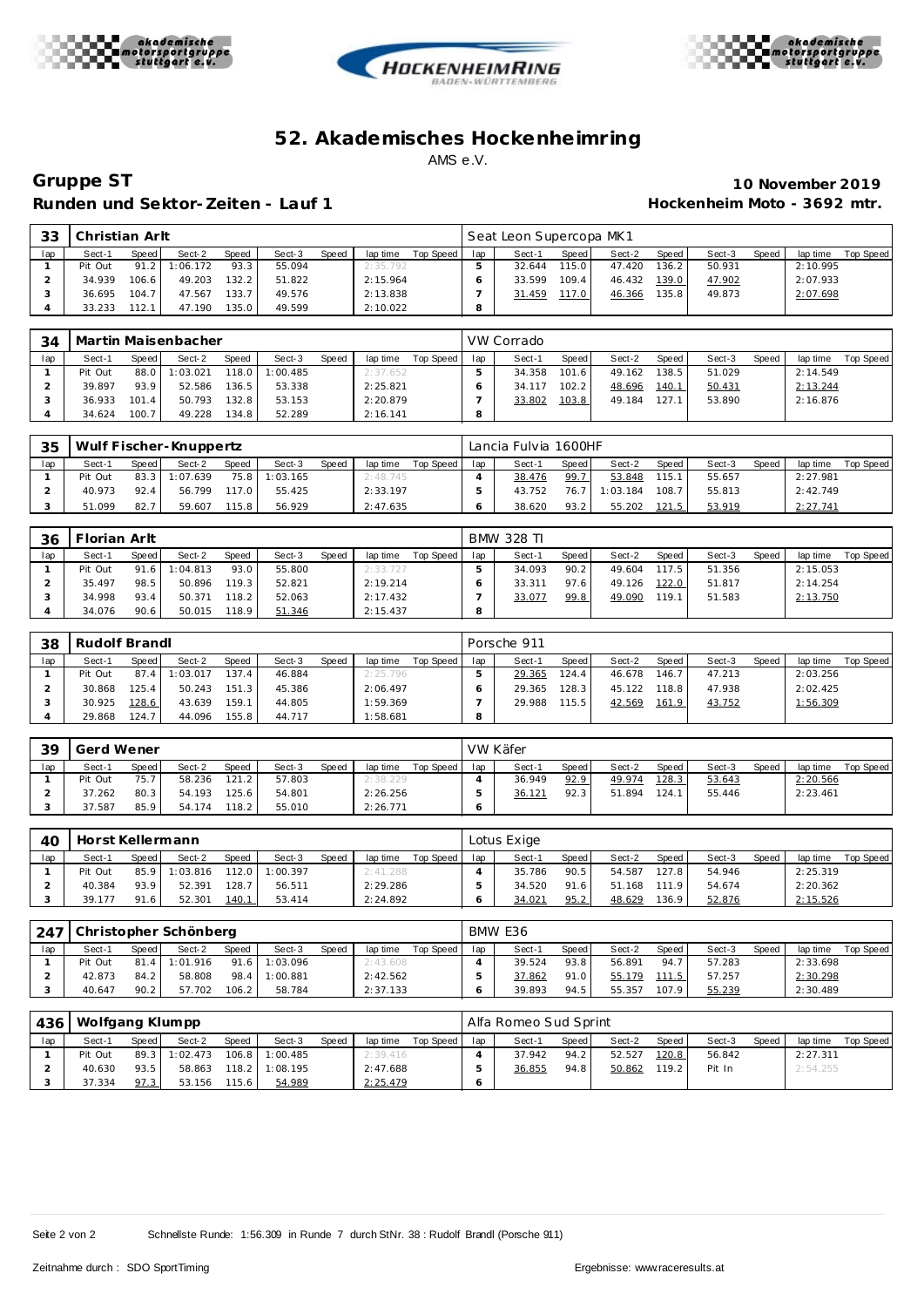# 52. Akademisches Hockenheimring

AMS e.V.

## Gruppe ST

**Runden und Sektor-Zeiten - Lauf 1**

**10 November 2019**

**Hockenheim Moto - 3692 mtr.**

| 33 | Christian Arlt | | | | | | | | Seat Leon Supercopa MK1 | | | | | | | | | |
|---|---|---|---|---|---|---|---|---|---|---|---|---|---|---|---|---|---|---|
| lap | Sect-1 | Speed | Sect-2 | Speed | Sect-3 | Speed | lap time | Top Speed | lap | Sect-1 | Speed | Sect-2 | Speed | Sect-3 | Speed | lap time | Top Speed |
| 1 | Pit Out | 91.2 | 1:06.172 | 93.3 | 55.094 | | 2:35.792 | | 5 | 32.644 | 115.0 | 47.420 | 136.2 | 50.931 | | 2:10.995 | |
| 2 | 34.939 | 106.6 | 49.203 | 132.2 | 51.822 | | 2:15.964 | | 6 | 33.599 | 109.4 | 46.432 | 139.0 | 47.902 | | 2:07.933 | |
| 3 | 36.695 | 104.7 | 47.567 | 133.7 | 49.576 | | 2:13.838 | | 7 | 31.459 | 117.0 | 46.366 | 135.8 | 49.873 | | 2:07.698 | |
| 4 | 33.233 | 112.1 | 47.190 | 135.0 | 49.599 | | 2:10.022 | | 8 | | | | | | | | |

| 34 | Martin Maisenbacher | | | | | | | | VW Corrado | | | | | | | | |
|---|---|---|---|---|---|---|---|---|---|---|---|---|---|---|---|---|---|
| lap | Sect-1 | Speed | Sect-2 | Speed | Sect-3 | Speed | lap time | Top Speed | lap | Sect-1 | Speed | Sect-2 | Speed | Sect-3 | Speed | lap time | Top Speed |
| 1 | Pit Out | 88.0 | 1:03.021 | 118.0 | 1:00.485 | | 2:37.652 | | 5 | 34.358 | 101.6 | 49.162 | 138.5 | 51.029 | | 2:14.549 | |
| 2 | 39.897 | 93.9 | 52.586 | 136.5 | 53.338 | | 2:25.821 | | 6 | 34.117 | 102.2 | 48.696 | 140.1 | 50.431 | | 2:13.244 | |
| 3 | 36.933 | 101.4 | 50.793 | 132.8 | 53.153 | | 2:20.879 | | 7 | 33.802 | 103.8 | 49.184 | 127.1 | 53.890 | | 2:16.876 | |
| 4 | 34.624 | 100.7 | 49.228 | 134.8 | 52.289 | | 2:16.141 | | 8 | | | | | | | | |

| 35 | Wulf Fischer-Knuppertz | | | | | | | | Lancia Fulvia 1600HF | | | | | | | | |
|---|---|---|---|---|---|---|---|---|---|---|---|---|---|---|---|---|---|
| lap | Sect-1 | Speed | Sect-2 | Speed | Sect-3 | Speed | lap time | Top Speed | lap | Sect-1 | Speed | Sect-2 | Speed | Sect-3 | Speed | lap time | Top Speed |
| 1 | Pit Out | 83.3 | 1:07.639 | 75.8 | 1:03.165 | | 2:48.745 | | 4 | 38.476 | 99.7 | 53.848 | 115.1 | 55.657 | | 2:27.981 | |
| 2 | 40.973 | 92.4 | 56.799 | 117.0 | 55.425 | | 2:33.197 | | 5 | 43.752 | 76.7 | 1:03.184 | 108.7 | 55.813 | | 2:42.749 | |
| 3 | 51.099 | 82.7 | 59.607 | 115.8 | 56.929 | | 2:47.635 | | 6 | 38.620 | 93.2 | 55.202 | 121.5 | 53.919 | | 2:27.741 | |

| 36 | Florian Arlt | | | | | | | | BMW 328 TI | | | | | | | | |
|---|---|---|---|---|---|---|---|---|---|---|---|---|---|---|---|---|---|
| lap | Sect-1 | Speed | Sect-2 | Speed | Sect-3 | Speed | lap time | Top Speed | lap | Sect-1 | Speed | Sect-2 | Speed | Sect-3 | Speed | lap time | Top Speed |
| 1 | Pit Out | 91.6 | 1:04.813 | 93.0 | 55.800 | | 2:33.727 | | 5 | 34.093 | 90.2 | 49.604 | 117.5 | 51.356 | | 2:15.053 | |
| 2 | 35.497 | 98.5 | 50.896 | 119.3 | 52.821 | | 2:19.214 | | 6 | 33.311 | 97.6 | 49.126 | 122.0 | 51.817 | | 2:14.254 | |
| 3 | 34.998 | 93.4 | 50.371 | 118.2 | 52.063 | | 2:17.432 | | 7 | 33.077 | 99.8 | 49.090 | 119.1 | 51.583 | | 2:13.750 | |
| 4 | 34.076 | 90.6 | 50.015 | 118.9 | 51.346 | | 2:15.437 | | 8 | | | | | | | | |

| 38 | Rudolf Brandl | | | | | | | | Porsche 911 | | | | | | | | |
|---|---|---|---|---|---|---|---|---|---|---|---|---|---|---|---|---|---|
| lap | Sect-1 | Speed | Sect-2 | Speed | Sect-3 | Speed | lap time | Top Speed | lap | Sect-1 | Speed | Sect-2 | Speed | Sect-3 | Speed | lap time | Top Speed |
| 1 | Pit Out | 87.4 | 1:03.017 | 137.4 | 46.884 | | 2:25.796 | | 5 | 29.365 | 124.4 | 46.678 | 146.7 | 47.213 | | 2:03.256 | |
| 2 | 30.868 | 125.4 | 50.243 | 151.3 | 45.386 | | 2:06.497 | | 6 | 29.365 | 128.3 | 45.122 | 118.8 | 47.938 | | 2:02.425 | |
| 3 | 30.925 | 128.6 | 43.639 | 159.1 | 44.805 | | 1:59.369 | | 7 | 29.988 | 115.5 | 42.569 | 161.9 | 43.752 | | 1:56.309 | |
| 4 | 29.868 | 124.7 | 44.096 | 155.8 | 44.717 | | 1:58.681 | | 8 | | | | | | | | |

| 39 | Gerd Wener | | | | | | | | VW Käfer | | | | | | | | |
|---|---|---|---|---|---|---|---|---|---|---|---|---|---|---|---|---|---|
| lap | Sect-1 | Speed | Sect-2 | Speed | Sect-3 | Speed | lap time | Top Speed | lap | Sect-1 | Speed | Sect-2 | Speed | Sect-3 | Speed | lap time | Top Speed |
| 1 | Pit Out | 75.7 | 58.236 | 121.2 | 57.803 | | 2:38.229 | | 4 | 36.949 | 92.9 | 49.974 | 128.3 | 53.643 | | 2:20.566 | |
| 2 | 37.262 | 80.3 | 54.193 | 125.6 | 54.801 | | 2:26.256 | | 5 | 36.121 | 92.3 | 51.894 | 124.1 | 55.446 | | 2:23.461 | |
| 3 | 37.587 | 85.9 | 54.174 | 118.2 | 55.010 | | 2:26.771 | | 6 | | | | | | | | |

| 40 | Horst Kellermann | | | | | | | | Lotus Exige | | | | | | | | |
|---|---|---|---|---|---|---|---|---|---|---|---|---|---|---|---|---|---|
| lap | Sect-1 | Speed | Sect-2 | Speed | Sect-3 | Speed | lap time | Top Speed | lap | Sect-1 | Speed | Sect-2 | Speed | Sect-3 | Speed | lap time | Top Speed |
| 1 | Pit Out | 85.9 | 1:03.816 | 112.0 | 1:00.397 | | 2:41.288 | | 4 | 35.786 | 90.5 | 54.587 | 127.8 | 54.946 | | 2:25.319 | |
| 2 | 40.384 | 93.9 | 52.391 | 128.7 | 56.511 | | 2:29.286 | | 5 | 34.520 | 91.6 | 51.168 | 111.9 | 54.674 | | 2:20.362 | |
| 3 | 39.177 | 91.6 | 52.301 | 140.1 | 53.414 | | 2:24.892 | | 6 | 34.021 | 95.2 | 48.629 | 136.9 | 52.876 | | 2:15.526 | |

| 247 | Christopher Schönberg | | | | | | | | BMW E36 | | | | | | | | |
|---|---|---|---|---|---|---|---|---|---|---|---|---|---|---|---|---|---|
| lap | Sect-1 | Speed | Sect-2 | Speed | Sect-3 | Speed | lap time | Top Speed | lap | Sect-1 | Speed | Sect-2 | Speed | Sect-3 | Speed | lap time | Top Speed |
| 1 | Pit Out | 81.4 | 1:01.916 | 91.6 | 1:03.096 | | 2:43.608 | | 4 | 39.524 | 93.8 | 56.891 | 94.7 | 57.283 | | 2:33.698 | |
| 2 | 42.873 | 84.2 | 58.808 | 98.4 | 1:00.881 | | 2:42.562 | | 5 | 37.862 | 91.0 | 55.179 | 111.5 | 57.257 | | 2:30.298 | |
| 3 | 40.647 | 90.2 | 57.702 | 106.2 | 58.784 | | 2:37.133 | | 6 | 39.893 | 94.5 | 55.357 | 107.9 | 55.239 | | 2:30.489 | |

| 436 | Wolfgang Klumpp | | | | | | | | Alfa Romeo Sud Sprint | | | | | | | | |
|---|---|---|---|---|---|---|---|---|---|---|---|---|---|---|---|---|---|
| lap | Sect-1 | Speed | Sect-2 | Speed | Sect-3 | Speed | lap time | Top Speed | lap | Sect-1 | Speed | Sect-2 | Speed | Sect-3 | Speed | lap time | Top Speed |
| 1 | Pit Out | 89.3 | 1:02.473 | 106.8 | 1:00.485 | | 2:39.416 | | 4 | 37.942 | 94.2 | 52.527 | 120.8 | 56.842 | | 2:27.311 | |
| 2 | 40.630 | 93.5 | 58.863 | 118.2 | 1:08.195 | | 2:47.688 | | 5 | 36.855 | 94.8 | 50.862 | 119.2 | Pit In | | 2:54.255 | |
| 3 | 37.334 | 97.3 | 53.156 | 115.6 | 54.989 | | 2:25.479 | | 6 | | | | | | | | |

Schnellste Runde: 1:56.309 in Runde 7 durch StNr. 38 : Rudolf Brandl (Porsche 911)

Zeitnahme durch : SDO SportTiming

Ergebnisse: www.raceresults.at